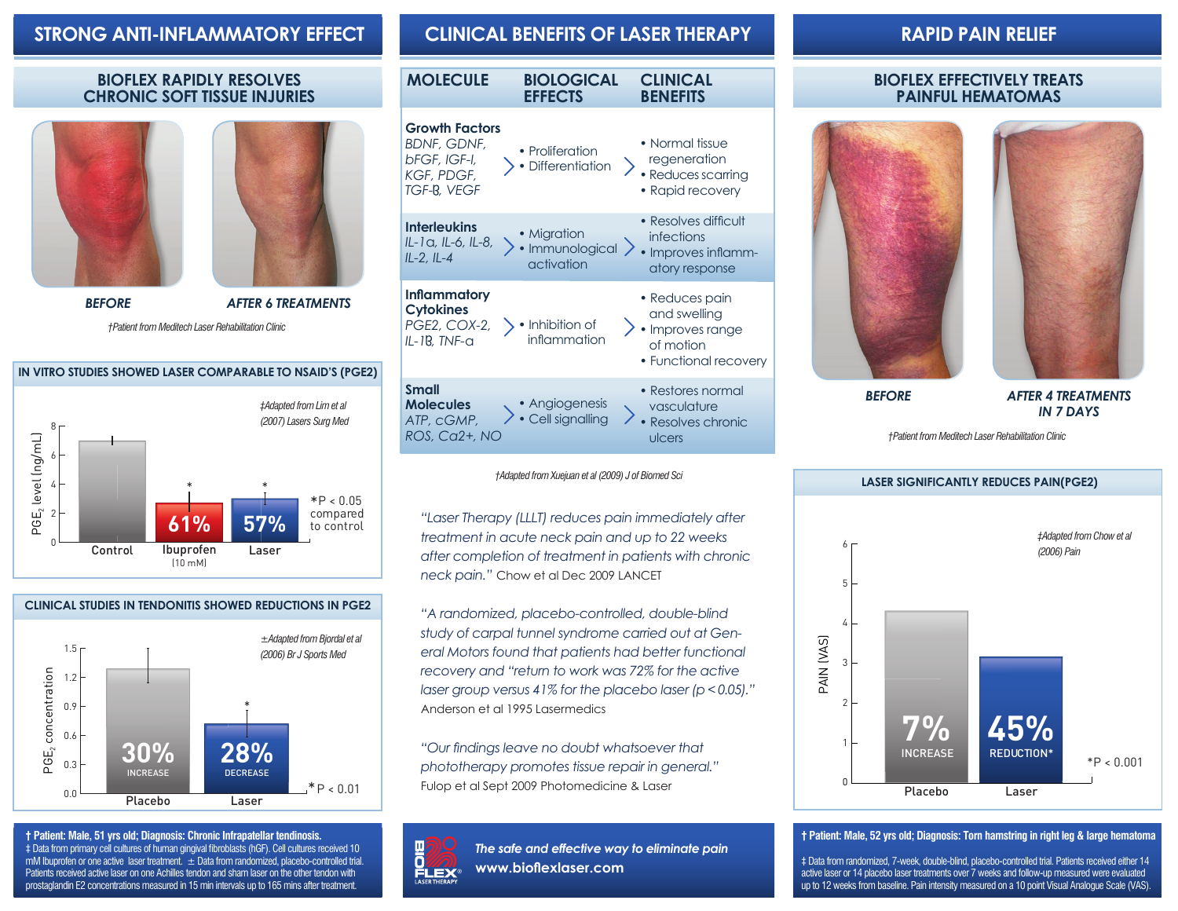## STRONG ANTI-INFLAMMATORY EFFECT

### BIOFLEX RAPIDLY RESOLVES CHRONIC SOFT TISSUE INJURIES

BEFORE

AFTER 6 TREATMENTS

†Patient from Meditech Laser Rehabilitation Clinic

### IN VITRO STUDIES SHOWED LASER COMPARABLE TO NSAID'S (PGE2)

‡Adapted from Lim et al (2007) Lasers Surg Med

$PGE_2$ level (ng/mL)

| Control | Ibuprofen (10 mM) | Laser |
|---|---|---|
| | 61% * | 57% * |

*P < 0.05 compared to control

### CLINICAL STUDIES IN TENDONITIS SHOWED REDUCTIONS IN PGE2

±Adapted from Bjordal et al (2006) Br J Sports Med

$PGE_2$ concentration

| Placebo | Laser |
|---|---|
| 30% INCREASE | 28% DECREASE * |

*P < 0.01

**† Patient: Male, 51 yrs old; Diagnosis: Chronic Infrapatellar tendinosis.**
‡ Data from primary cell cultures of human gingival fibroblasts (hGF). Cell cultures received 10 mM Ibuprofen or one active laser treatment. ± Data from randomized, placebo-controlled trial. Patients received active laser on one Achilles tendon and sham laser on the other tendon with prostaglandin E2 concentrations measured in 15 min intervals up to 165 mins after treatment.

## CLINICAL BENEFITS OF LASER THERAPY

| MOLECULE | BIOLOGICAL EFFECTS | CLINICAL BENEFITS |
|---|---|---|
| **Growth Factors** *BDNF, GDNF, bFGF, IGF-I, KGF, PDGF, TGF-ß, VEGF* | • Proliferation • Differentiation | • Normal tissue regeneration • Reduces scarring • Rapid recovery |
| **Interleukins** *IL-1α, IL-6, IL-8, IL-2, IL-4* | • Migration • Immunological activation | • Resolves difficult infections • Improves inflammatory response |
| **Inflammatory Cytokines** *PGE2, COX-2, IL-1ß, TNF-α* | • Inhibition of inflammation | • Reduces pain and swelling • Improves range of motion • Functional recovery |
| **Small Molecules** *ATP, cGMP, ROS, Ca2+, NO* | • Angiogenesis • Cell signalling | • Restores normal vasculature • Resolves chronic ulcers |

†Adapted from Xuejuan et al (2009) J of Biomed Sci

*"Laser Therapy (LLLT) reduces pain immediately after treatment in acute neck pain and up to 22 weeks after completion of treatment in patients with chronic neck pain."* Chow et al Dec 2009 LANCET

*"A randomized, placebo-controlled, double-blind study of carpal tunnel syndrome carried out at General Motors found that patients had better functional recovery and "return to work was 72% for the active laser group versus 41% for the placebo laser (p<0.05)."* Anderson et al 1995 Lasermedics

*"Our findings leave no doubt whatsoever that phototherapy promotes tissue repair in general."* Fulop et al Sept 2009 Photomedicine & Laser

BIOFLEX® LASER THERAPY — *The safe and effective way to eliminate pain* **www.bioflexlaser.com**

## RAPID PAIN RELIEF

### BIOFLEX EFFECTIVELY TREATS PAINFUL HEMATOMAS

BEFORE

AFTER 4 TREATMENTS IN 7 DAYS

†Patient from Meditech Laser Rehabilitation Clinic

### LASER SIGNIFICANTLY REDUCES PAIN(PGE2)

‡Adapted from Chow et al (2006) Pain

PAIN (VAS)

| Placebo | Laser |
|---|---|
| 7% INCREASE | 45% REDUCTION* |

*P < 0.001

**† Patient: Male, 52 yrs old; Diagnosis: Torn hamstring in right leg & large hematoma**

‡ Data from randomized, 7-week, double-blind, placebo-controlled trial. Patients received either 14 active laser or 14 placebo laser treatments over 7 weeks and follow-up measured were evaluated up to 12 weeks from baseline. Pain intensity measured on a 10 point Visual Analogue Scale (VAS).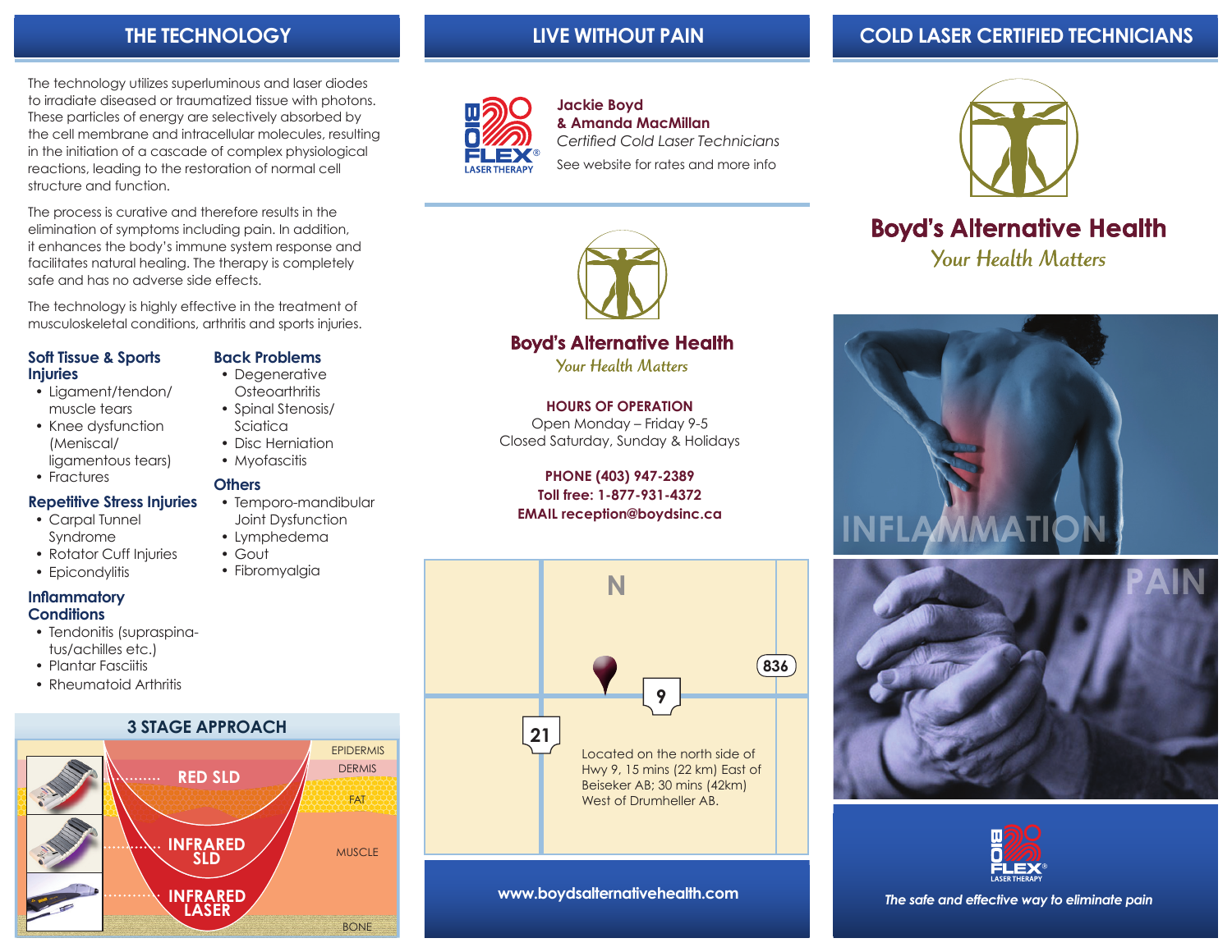## THE TECHNOLOGY

The technology utilizes superluminous and laser diodes to irradiate diseased or traumatized tissue with photons. These particles of energy are selectively absorbed by the cell membrane and intracellular molecules, resulting in the initiation of a cascade of complex physiological reactions, leading to the restoration of normal cell structure and function.

The process is curative and therefore results in the elimination of symptoms including pain. In addition, it enhances the body's immune system response and facilitates natural healing. The therapy is completely safe and has no adverse side effects.

The technology is highly effective in the treatment of musculoskeletal conditions, arthritis and sports injuries.

### Soft Tissue & Sports Injuries

- Ligament/tendon/ muscle tears
- Knee dysfunction (Meniscal/ ligamentous tears)
- Fractures

### Repetitive Stress Injuries

- Carpal Tunnel Syndrome
- Rotator Cuff Injuries
- Epicondylitis

### Inflammatory Conditions

- Tendonitis (supraspinatus/achilles etc.)
- Plantar Fasciitis
- Rheumatoid Arthritis

### Back Problems

- Degenerative Osteoarthritis
- Spinal Stenosis/ Sciatica
- Disc Herniation
- Myofascitis

### Others

- Temporo-mandibular Joint Dysfunction
- Lymphedema
- Gout
- Fibromyalgia

### 3 STAGE APPROACH

RED SLD
INFRARED SLD
INFRARED LASER

EPIDERMIS
DERMIS
FAT
MUSCLE
BONE

## LIVE WITHOUT PAIN

BIOFLEX® LASER THERAPY

**Jackie Boyd & Amanda MacMillan**
*Certified Cold Laser Technicians*
See website for rates and more info

**Boyd's Alternative Health**
*Your Health Matters*

**HOURS OF OPERATION**
Open Monday – Friday 9-5
Closed Saturday, Sunday & Holidays

**PHONE (403) 947-2389**
**Toll free: 1-877-931-4372**
**EMAIL reception@boydsinc.ca**

N
836
9
21

Located on the north side of Hwy 9, 15 mins (22 km) East of Beiseker AB; 30 mins (42km) West of Drumheller AB.

**www.boydsalternativehealth.com**

## COLD LASER CERTIFIED TECHNICIANS

**Boyd's Alternative Health**
*Your Health Matters*

INFLAMMATION
PAIN

BIOFLEX® LASER THERAPY

*The safe and effective way to eliminate pain*